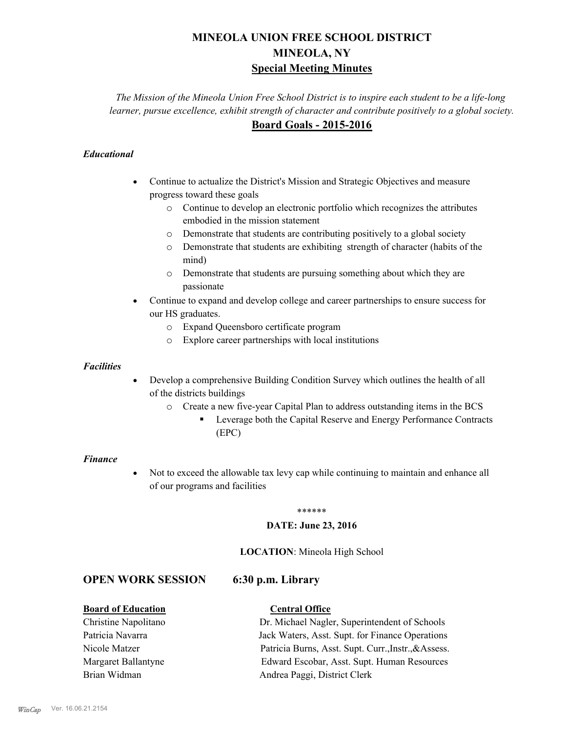# MINEOLA UNION FREE SCHOOL DISTRICT
# MINEOLA, NY
## Special Meeting Minutes

*The Mission of the Mineola Union Free School District is to inspire each student to be a life-long learner, pursue excellence, exhibit strength of character and contribute positively to a global society.*

## Board Goals - 2015-2016

### *Educational*

- Continue to actualize the District's Mission and Strategic Objectives and measure progress toward these goals
  - Continue to develop an electronic portfolio which recognizes the attributes embodied in the mission statement
  - Demonstrate that students are contributing positively to a global society
  - Demonstrate that students are exhibiting strength of character (habits of the mind)
  - Demonstrate that students are pursuing something about which they are passionate
- Continue to expand and develop college and career partnerships to ensure success for our HS graduates.
  - Expand Queensboro certificate program
  - Explore career partnerships with local institutions

### *Facilities*

- Develop a comprehensive Building Condition Survey which outlines the health of all of the districts buildings
  - Create a new five-year Capital Plan to address outstanding items in the BCS
    - Leverage both the Capital Reserve and Energy Performance Contracts (EPC)

### *Finance*

- Not to exceed the allowable tax levy cap while continuing to maintain and enhance all of our programs and facilities

******

**DATE: June 23, 2016**

**LOCATION**: Mineola High School

## OPEN WORK SESSION 6:30 p.m. Library

| **Board of Education** | **Central Office** |
|---|---|
| Christine Napolitano | Dr. Michael Nagler, Superintendent of Schools |
| Patricia Navarra | Jack Waters, Asst. Supt. for Finance Operations |
| Nicole Matzer | Patricia Burns, Asst. Supt. Curr.,Instr.,&Assess. |
| Margaret Ballantyne | Edward Escobar, Asst. Supt. Human Resources |
| Brian Widman | Andrea Paggi, District Clerk |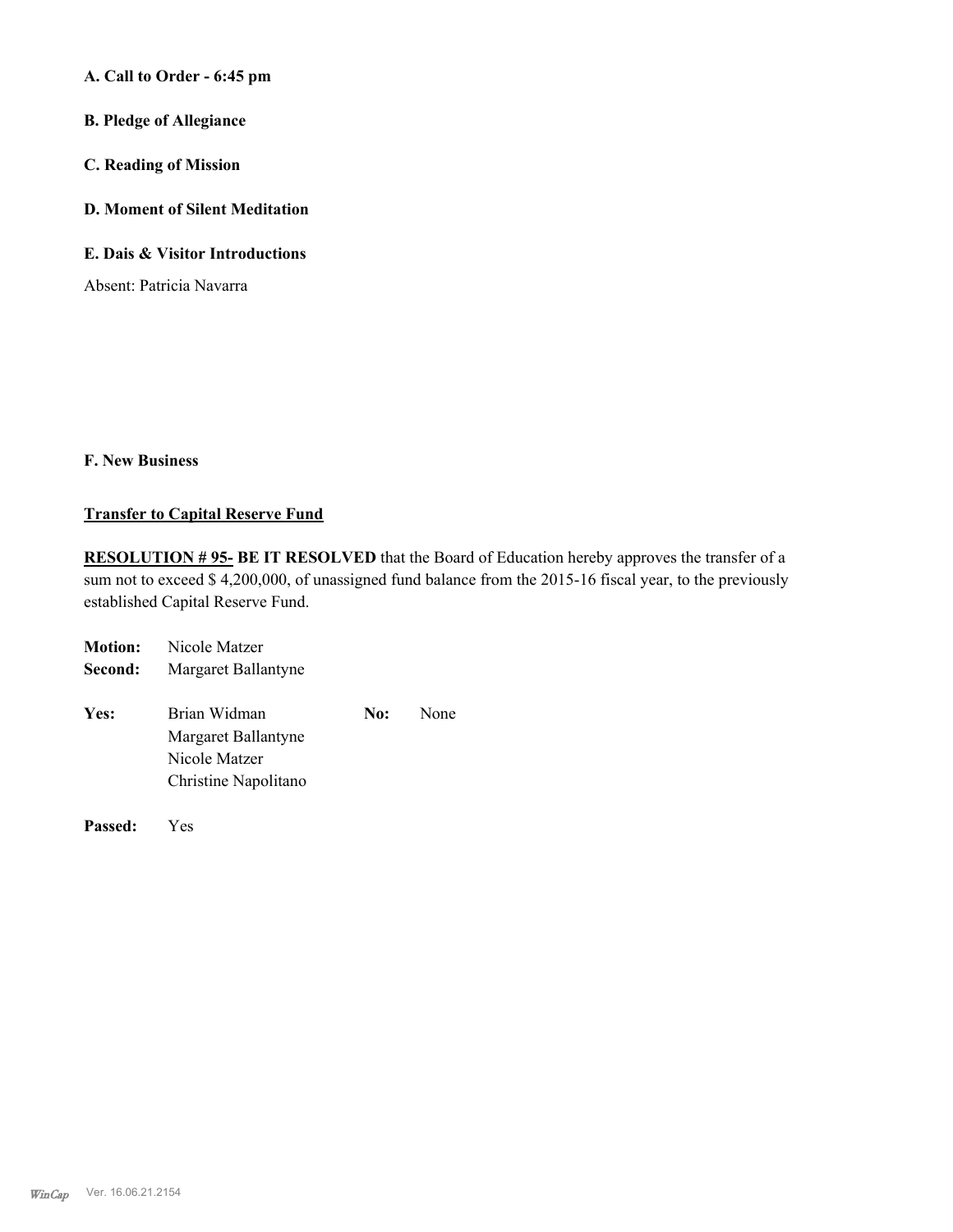**A. Call to Order - 6:45 pm**

**B. Pledge of Allegiance**

**C. Reading of Mission**

**D. Moment of Silent Meditation**

**E. Dais & Visitor Introductions**

Absent: Patricia Navarra

**F. New Business**

**Transfer to Capital Reserve Fund**

**RESOLUTION # 95- BE IT RESOLVED** that the Board of Education hereby approves the transfer of a sum not to exceed $ 4,200,000, of unassigned fund balance from the 2015-16 fiscal year, to the previously established Capital Reserve Fund.

**Motion:** Nicole Matzer
**Second:** Margaret Ballantyne

**Yes:** Brian Widman, Margaret Ballantyne, Nicole Matzer, Christine Napolitano

**No:** None

**Passed:** Yes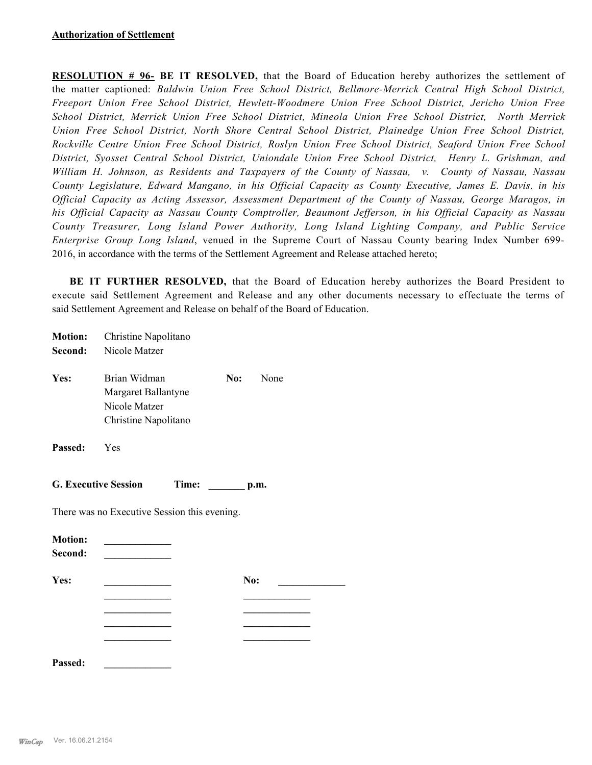**Authorization of Settlement**

**RESOLUTION # 96- BE IT RESOLVED,** that the Board of Education hereby authorizes the settlement of the matter captioned: *Baldwin Union Free School District, Bellmore-Merrick Central High School District, Freeport Union Free School District, Hewlett-Woodmere Union Free School District, Jericho Union Free School District, Merrick Union Free School District, Mineola Union Free School District, North Merrick Union Free School District, North Shore Central School District, Plainedge Union Free School District, Rockville Centre Union Free School District, Roslyn Union Free School District, Seaford Union Free School District, Syosset Central School District, Uniondale Union Free School District, Henry L. Grishman, and William H. Johnson, as Residents and Taxpayers of the County of Nassau, v. County of Nassau, Nassau County Legislature, Edward Mangano, in his Official Capacity as County Executive, James E. Davis, in his Official Capacity as Acting Assessor, Assessment Department of the County of Nassau, George Maragos, in his Official Capacity as Nassau County Comptroller, Beaumont Jefferson, in his Official Capacity as Nassau County Treasurer, Long Island Power Authority, Long Island Lighting Company, and Public Service Enterprise Group Long Island*, venued in the Supreme Court of Nassau County bearing Index Number 699-2016, in accordance with the terms of the Settlement Agreement and Release attached hereto;

**BE IT FURTHER RESOLVED,** that the Board of Education hereby authorizes the Board President to execute said Settlement Agreement and Release and any other documents necessary to effectuate the terms of said Settlement Agreement and Release on behalf of the Board of Education.

**Motion:** Christine Napolitano
**Second:** Nicole Matzer

**Yes:** Brian Widman, Margaret Ballantyne, Nicole Matzer, Christine Napolitano
**No:** None

**Passed:** Yes

**G. Executive Session** **Time: _______ p.m.**

There was no Executive Session this evening.

**Motion:** _____________
**Second:** _____________

**Yes:** _____________
**No:** _____________

**Passed:** _____________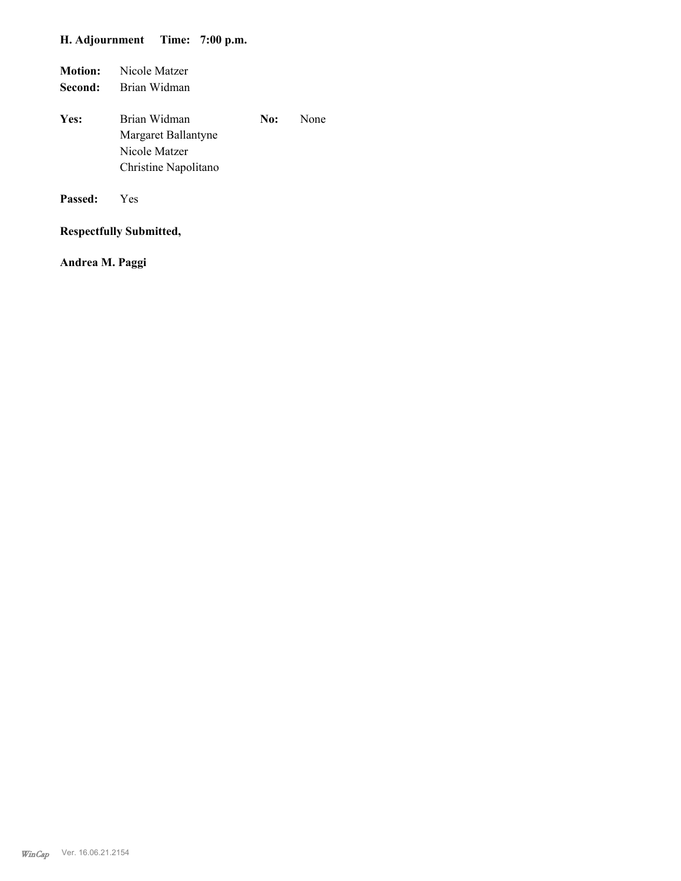**H. Adjournment Time: 7:00 p.m.**

**Motion:** Nicole Matzer
**Second:** Brian Widman

| | | | |
|---|---|---|---|
| **Yes:** | Brian Widman<br>Margaret Ballantyne<br>Nicole Matzer<br>Christine Napolitano | **No:** | None |

**Passed:** Yes

**Respectfully Submitted,**

**Andrea M. Paggi**

*WinCap* Ver. 16.06.21.2154